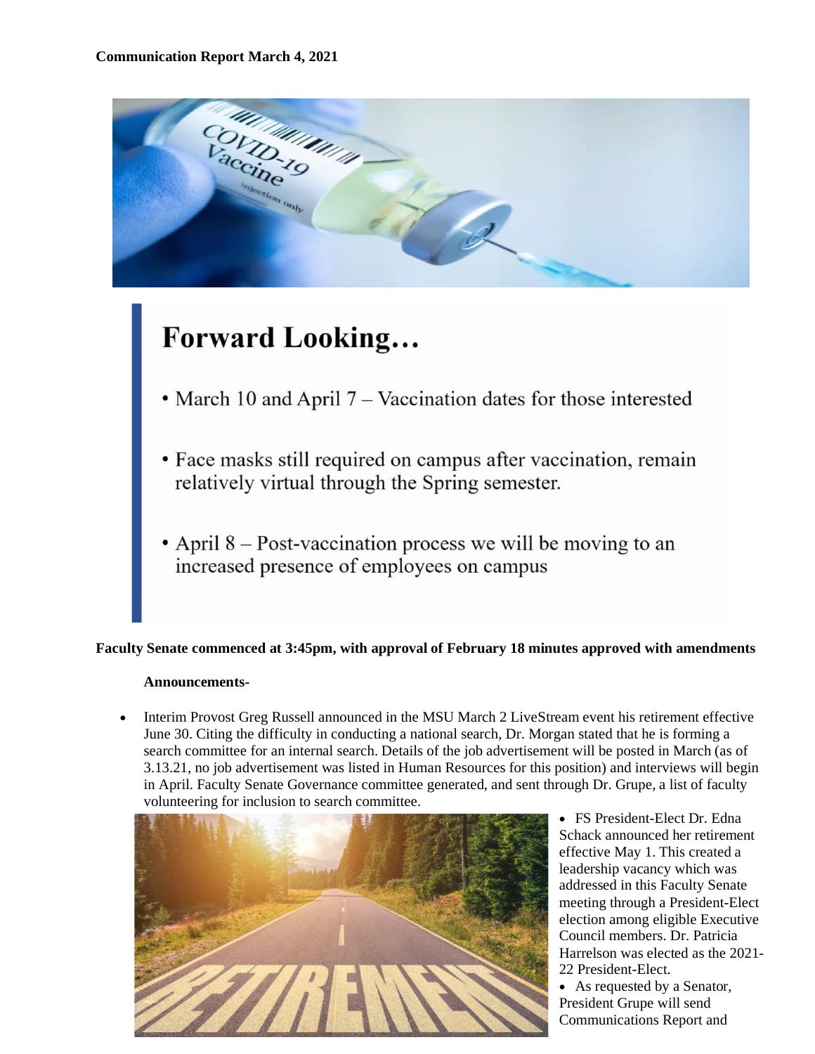**Communication Report March 4, 2021**

## Forward Looking…

- March 10 and April 7 – Vaccination dates for those interested
- Face masks still required on campus after vaccination, remain relatively virtual through the Spring semester.
- April 8 – Post-vaccination process we will be moving to an increased presence of employees on campus

**Faculty Senate commenced at 3:45pm, with approval of February 18 minutes approved with amendments**

**Announcements-**

- Interim Provost Greg Russell announced in the MSU March 2 LiveStream event his retirement effective June 30. Citing the difficulty in conducting a national search, Dr. Morgan stated that he is forming a search committee for an internal search. Details of the job advertisement will be posted in March (as of 3.13.21, no job advertisement was listed in Human Resources for this position) and interviews will begin in April. Faculty Senate Governance committee generated, and sent through Dr. Grupe, a list of faculty volunteering for inclusion to search committee.
- FS President-Elect Dr. Edna Schack announced her retirement effective May 1. This created a leadership vacancy which was addressed in this Faculty Senate meeting through a President-Elect election among eligible Executive Council members. Dr. Patricia Harrelson was elected as the 2021-22 President-Elect.
- As requested by a Senator, President Grupe will send Communications Report and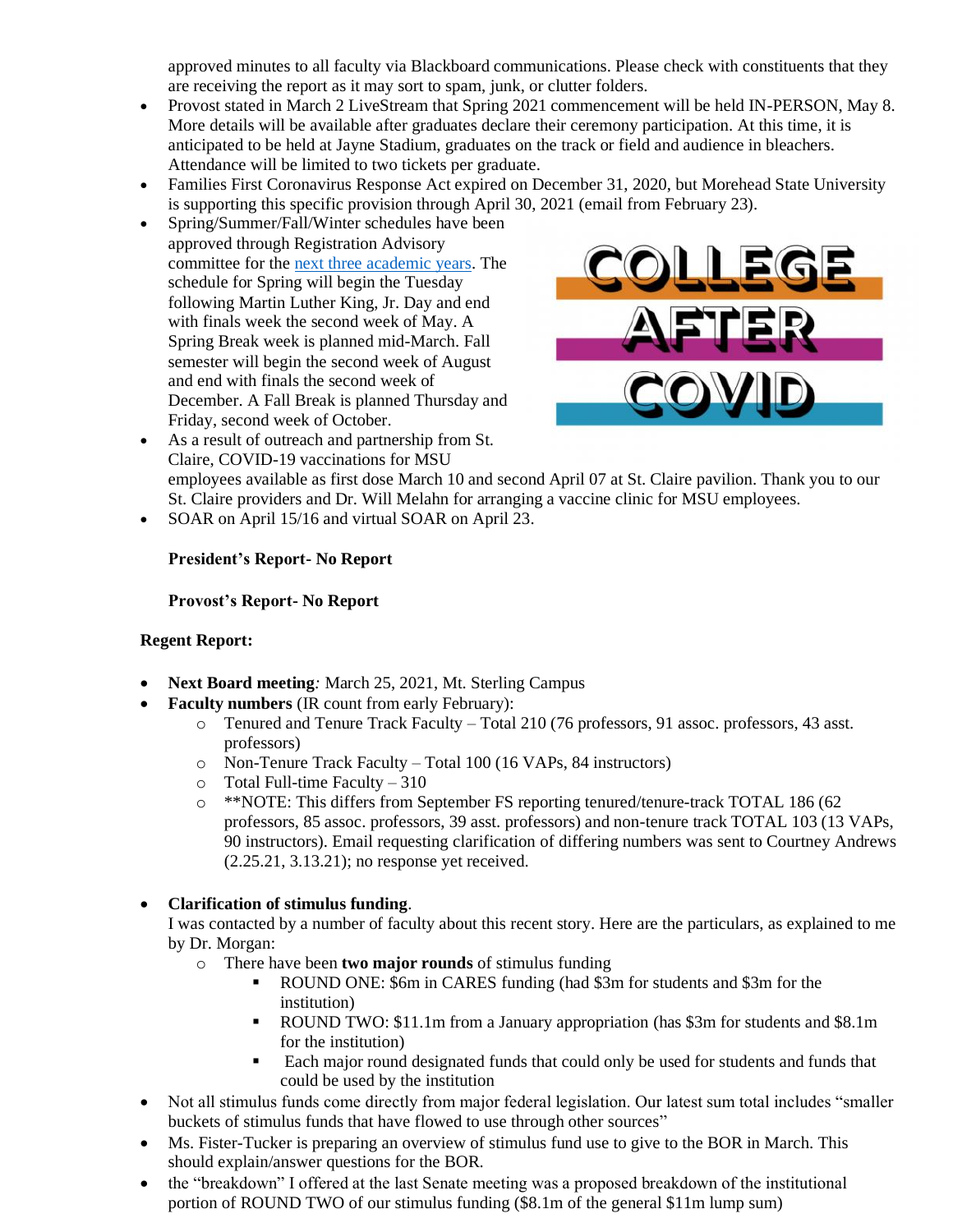approved minutes to all faculty via Blackboard communications. Please check with constituents that they are receiving the report as it may sort to spam, junk, or clutter folders.

- Provost stated in March 2 LiveStream that Spring 2021 commencement will be held IN-PERSON, May 8. More details will be available after graduates declare their ceremony participation. At this time, it is anticipated to be held at Jayne Stadium, graduates on the track or field and audience in bleachers. Attendance will be limited to two tickets per graduate.
- Families First Coronavirus Response Act expired on December 31, 2020, but Morehead State University is supporting this specific provision through April 30, 2021 (email from February 23).
- Spring/Summer/Fall/Winter schedules have been approved through Registration Advisory committee for the next three academic years. The schedule for Spring will begin the Tuesday following Martin Luther King, Jr. Day and end with finals week the second week of May. A Spring Break week is planned mid-March. Fall semester will begin the second week of August and end with finals the second week of December. A Fall Break is planned Thursday and Friday, second week of October.
- As a result of outreach and partnership from St. Claire, COVID-19 vaccinations for MSU employees available as first dose March 10 and second April 07 at St. Claire pavilion. Thank you to our St. Claire providers and Dr. Will Melahn for arranging a vaccine clinic for MSU employees.
- SOAR on April 15/16 and virtual SOAR on April 23.

**President's Report- No Report**

**Provost's Report- No Report**

**Regent Report:**

- **Next Board meeting***:* March 25, 2021, Mt. Sterling Campus
- **Faculty numbers** (IR count from early February):
  - Tenured and Tenure Track Faculty – Total 210 (76 professors, 91 assoc. professors, 43 asst. professors)
  - Non-Tenure Track Faculty – Total 100 (16 VAPs, 84 instructors)
  - Total Full-time Faculty – 310
  - **NOTE: This differs from September FS reporting tenured/tenure-track TOTAL 186 (62 professors, 85 assoc. professors, 39 asst. professors) and non-tenure track TOTAL 103 (13 VAPs, 90 instructors). Email requesting clarification of differing numbers was sent to Courtney Andrews (2.25.21, 3.13.21); no response yet received.

- **Clarification of stimulus funding**.
  I was contacted by a number of faculty about this recent story. Here are the particulars, as explained to me by Dr. Morgan:
  - There have been **two major rounds** of stimulus funding
    - ROUND ONE: $6m in CARES funding (had $3m for students and $3m for the institution)
    - ROUND TWO: $11.1m from a January appropriation (has $3m for students and $8.1m for the institution)
    - Each major round designated funds that could only be used for students and funds that could be used by the institution
- Not all stimulus funds come directly from major federal legislation. Our latest sum total includes "smaller buckets of stimulus funds that have flowed to use through other sources"
- Ms. Fister-Tucker is preparing an overview of stimulus fund use to give to the BOR in March. This should explain/answer questions for the BOR.
- the "breakdown" I offered at the last Senate meeting was a proposed breakdown of the institutional portion of ROUND TWO of our stimulus funding ($8.1m of the general $11m lump sum)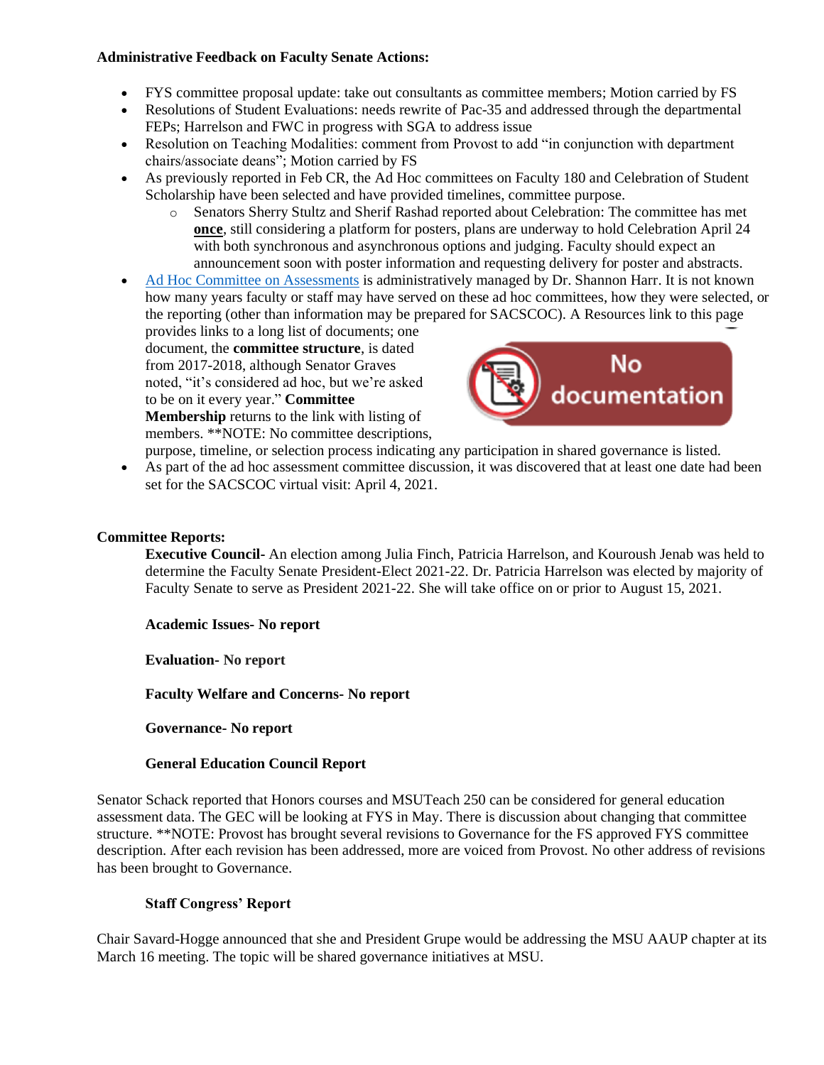**Administrative Feedback on Faculty Senate Actions:**

- FYS committee proposal update: take out consultants as committee members; Motion carried by FS
- Resolutions of Student Evaluations: needs rewrite of Pac-35 and addressed through the departmental FEPs; Harrelson and FWC in progress with SGA to address issue
- Resolution on Teaching Modalities: comment from Provost to add "in conjunction with department chairs/associate deans"; Motion carried by FS
- As previously reported in Feb CR, the Ad Hoc committees on Faculty 180 and Celebration of Student Scholarship have been selected and have provided timelines, committee purpose.
    - Senators Sherry Stultz and Sherif Rashad reported about Celebration: The committee has met **once**, still considering a platform for posters, plans are underway to hold Celebration April 24 with both synchronous and asynchronous options and judging. Faculty should expect an announcement soon with poster information and requesting delivery for poster and abstracts.
- Ad Hoc Committee on Assessments is administratively managed by Dr. Shannon Harr. It is not known how many years faculty or staff may have served on these ad hoc committees, how they were selected, or the reporting (other than information may be prepared for SACSCOC). A Resources link to this page provides links to a long list of documents; one document, the **committee structure**, is dated from 2017-2018, although Senator Graves noted, "it's considered ad hoc, but we're asked to be on it every year." **Committee Membership** returns to the link with listing of members. **NOTE: No committee descriptions, purpose, timeline, or selection process indicating any participation in shared governance is listed.
- As part of the ad hoc assessment committee discussion, it was discovered that at least one date had been set for the SACSCOC virtual visit: April 4, 2021.

**Committee Reports:**

**Executive Council**- An election among Julia Finch, Patricia Harrelson, and Kouroush Jenab was held to determine the Faculty Senate President-Elect 2021-22. Dr. Patricia Harrelson was elected by majority of Faculty Senate to serve as President 2021-22. She will take office on or prior to August 15, 2021.

**Academic Issues- No report**

**Evaluation- No report**

**Faculty Welfare and Concerns- No report**

**Governance- No report**

**General Education Council Report**

Senator Schack reported that Honors courses and MSUTeach 250 can be considered for general education assessment data. The GEC will be looking at FYS in May. There is discussion about changing that committee structure. **NOTE: Provost has brought several revisions to Governance for the FS approved FYS committee description. After each revision has been addressed, more are voiced from Provost. No other address of revisions has been brought to Governance.

**Staff Congress' Report**

Chair Savard-Hogge announced that she and President Grupe would be addressing the MSU AAUP chapter at its March 16 meeting. The topic will be shared governance initiatives at MSU.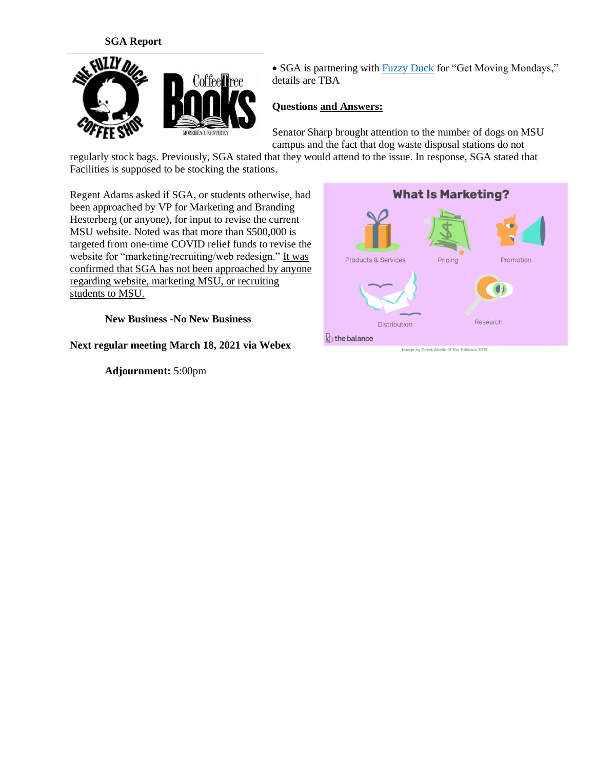**SGA Report**

- SGA is partnering with Fuzzy Duck for "Get Moving Mondays," details are TBA

**Questions and Answers:**

Senator Sharp brought attention to the number of dogs on MSU campus and the fact that dog waste disposal stations do not regularly stock bags. Previously, SGA stated that they would attend to the issue. In response, SGA stated that Facilities is supposed to be stocking the stations.

Regent Adams asked if SGA, or students otherwise, had been approached by VP for Marketing and Branding Hesterberg (or anyone), for input to revise the current MSU website. Noted was that more than $500,000 is targeted from one-time COVID relief funds to revise the website for "marketing/recruiting/web redesign." <u>It was confirmed that SGA has not been approached by anyone regarding website, marketing MSU, or recruiting students to MSU.</u>

**New Business -No New Business**

**Next regular meeting March 18, 2021 via Webex**

**Adjournment:** 5:00pm